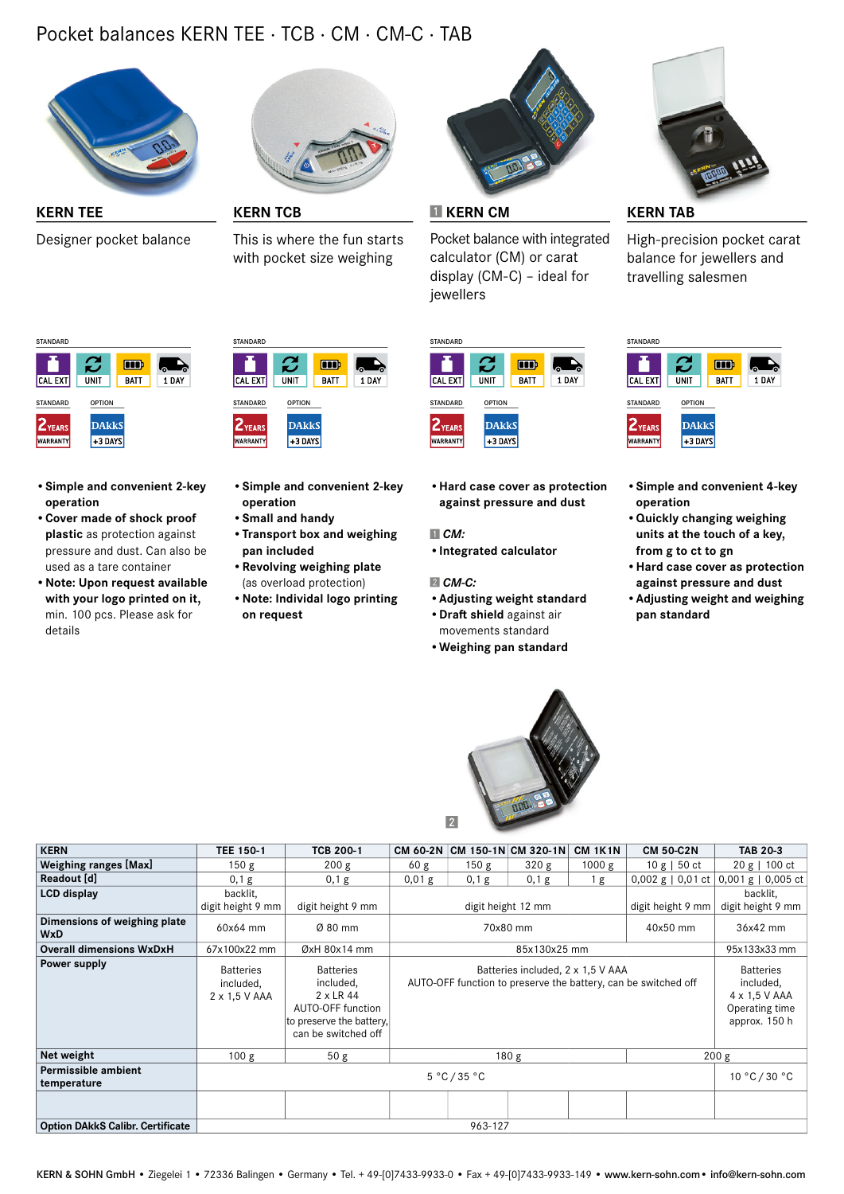# Pocket balances KERN TEE · TCB · CM · CM-C · TAB

## KERN TEE

Designer pocket balance

STANDARD: CAL EXT, UNIT, BATT, 1 DAY

STANDARD: 2 YEARS WARRANTY — OPTION: DAkkS +3 DAYS

- **Simple and convenient 2-key operation**
- **Cover made of shock proof plastic** as protection against pressure and dust. Can also be used as a tare container
- **Note: Upon request available with your logo printed on it,** min. 100 pcs. Please ask for details

## KERN TCB

This is where the fun starts with pocket size weighing

STANDARD: CAL EXT, UNIT, BATT, 1 DAY

STANDARD: 2 YEARS WARRANTY — OPTION: DAkkS +3 DAYS

- **Simple and convenient 2-key operation**
- **Small and handy**
- **Transport box and weighing pan included**
- **Revolving weighing plate** (as overload protection)
- **Note: Individual logo printing on request**

## 1 KERN CM

Pocket balance with integrated calculator (CM) or carat display (CM-C) – ideal for jewellers

STANDARD: CAL EXT, UNIT, BATT, 1 DAY

STANDARD: 2 YEARS WARRANTY — OPTION: DAkkS +3 DAYS

- **Hard case cover as protection against pressure and dust**

1 *CM:*

- **Integrated calculator**

2 *CM-C:*

- **Adjusting weight standard**
- **Draft shield** against air movements standard
- **Weighing pan standard**

## KERN TAB

High-precision pocket carat balance for jewellers and travelling salesmen

STANDARD: CAL EXT, UNIT, BATT, 1 DAY

STANDARD: 2 YEARS WARRANTY — OPTION: DAkkS +3 DAYS

- **Simple and convenient 4-key operation**
- **Quickly changing weighing units at the touch of a key, from g to ct to gn**
- **Hard case cover as protection against pressure and dust**
- **Adjusting weight and weighing pan standard**

2

| KERN | TEE 150-1 | TCB 200-1 | CM 60-2N | CM 150-1N | CM 320-1N | CM 1K1N | CM 50-C2N | TAB 20-3 |
|---|---|---|---|---|---|---|---|---|
| **Weighing ranges [Max]** | 150 g | 200 g | 60 g | 150 g | 320 g | 1000 g | 10 g \| 50 ct | 20 g \| 100 ct |
| **Readout [d]** | 0,1 g | 0,1 g | 0,01 g | 0,1 g | 0,1 g | 1 g | 0,002 g \| 0,01 ct | 0,001 g \| 0,005 ct |
| **LCD display** | backlit, digit height 9 mm | digit height 9 mm | digit height 12 mm | | | | digit height 9 mm | backlit, digit height 9 mm |
| **Dimensions of weighing plate WxD** | 60x64 mm | Ø 80 mm | 70x80 mm | | | | 40x50 mm | 36x42 mm |
| **Overall dimensions WxDxH** | 67x100x22 mm | ØxH 80x14 mm | 85x130x25 mm | | | | | 95x133x33 mm |
| **Power supply** | Batteries included, 2 x 1,5 V AAA | Batteries included, 2 x LR 44 AUTO-OFF function to preserve the battery, can be switched off | Batteries included, 2 x 1,5 V AAA AUTO-OFF function to preserve the battery, can be switched off | | | | | Batteries included, 4 x 1,5 V AAA Operating time approx. 150 h |
| **Net weight** | 100 g | 50 g | 180 g | | | | 200 g | |
| **Permissible ambient temperature** | 5 °C / 35 °C | | | | | | | 10 °C / 30 °C |
| | | | | | | | | |
| **Option DAkkS Calibr. Certificate** | 963-127 | | | | | | | |

KERN & SOHN GmbH • Ziegelei 1 • 72336 Balingen • Germany • Tel. + 49-[0]7433-9933-0 • Fax + 49-[0]7433-9933-149 • www.kern-sohn.com • info@kern-sohn.com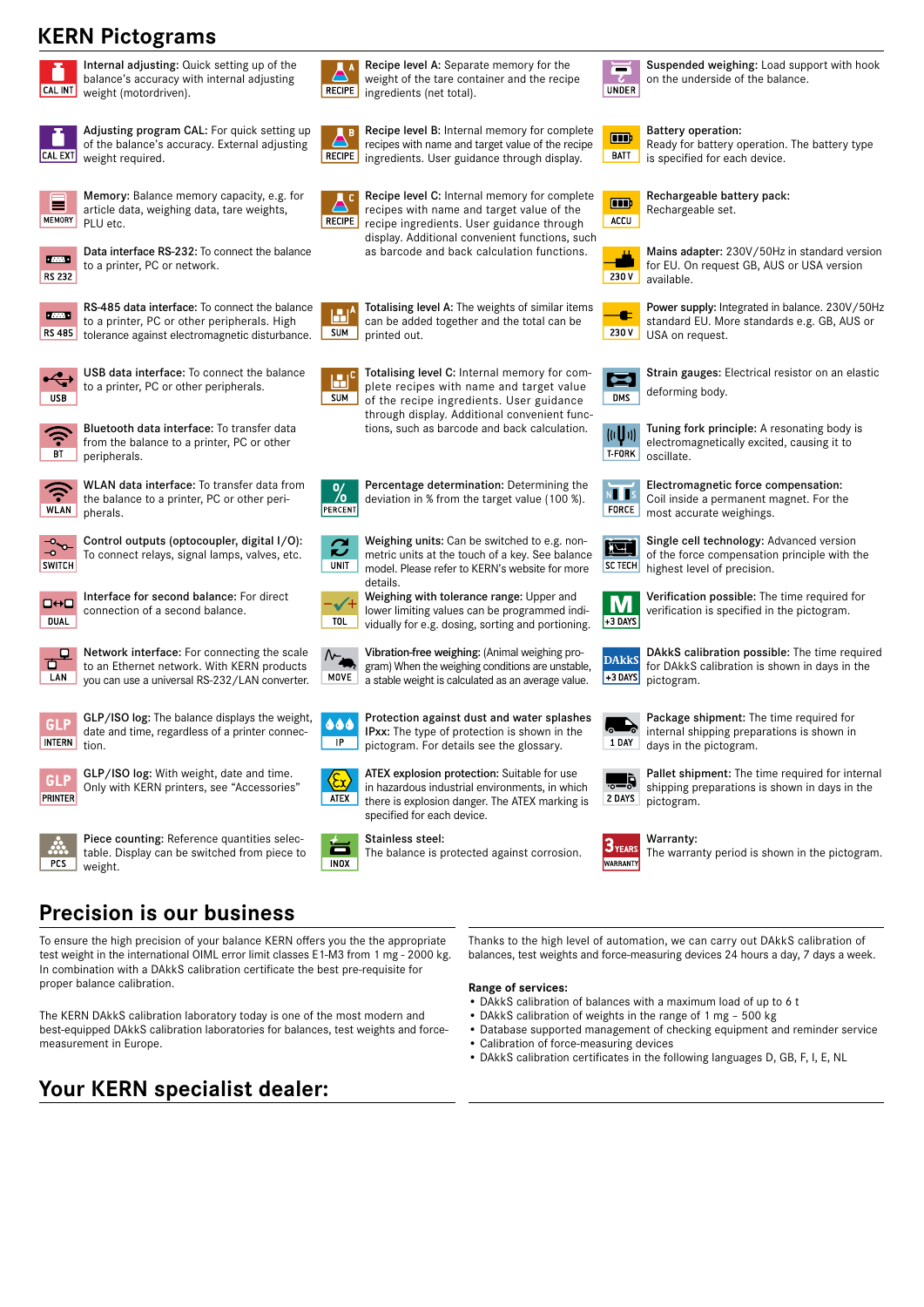# KERN Pictograms

CAL INT **Internal adjusting:** Quick setting up of the balance's accuracy with internal adjusting weight (motordriven).

CAL EXT **Adjusting program CAL:** For quick setting up of the balance's accuracy. External adjusting weight required.

MEMORY **Memory:** Balance memory capacity, e.g. for article data, weighing data, tare weights, PLU etc.

RS 232 **Data interface RS-232:** To connect the balance to a printer, PC or network.

RS 485 **RS-485 data interface:** To connect the balance to a printer, PC or other peripherals. High tolerance against electromagnetic disturbance.

USB **USB data interface:** To connect the balance to a printer, PC or other peripherals.

BT **Bluetooth data interface:** To transfer data from the balance to a printer, PC or other peripherals.

WLAN **WLAN data interface:** To transfer data from the balance to a printer, PC or other peripherals.

SWITCH **Control outputs (optocoupler, digital I/O):** To connect relays, signal lamps, valves, etc.

DUAL **Interface for second balance:** For direct connection of a second balance.

LAN **Network interface:** For connecting the scale to an Ethernet network. With KERN products you can use a universal RS-232/LAN converter.

GLP INTERN **GLP/ISO log:** The balance displays the weight, date and time, regardless of a printer connection.

GLP PRINTER **GLP/ISO log:** With weight, date and time. Only with KERN printers, see "Accessories"

PCS **Piece counting:** Reference quantities selectable. Display can be switched from piece to weight.

RECIPE A **Recipe level A:** Separate memory for the weight of the tare container and the recipe ingredients (net total).

RECIPE B **Recipe level B:** Internal memory for complete recipes with name and target value of the recipe ingredients. User guidance through display.

RECIPE C **Recipe level C:** Internal memory for complete recipes with name and target value of the recipe ingredients. User guidance through display. Additional convenient functions, such as barcode and back calculation functions.

SUM A **Totalising level A:** The weights of similar items can be added together and the total can be printed out.

SUM C **Totalising level C:** Internal memory for complete recipes with name and target value of the recipe ingredients. User guidance through display. Additional convenient functions, such as barcode and back calculation.

PERCENT **Percentage determination:** Determining the deviation in % from the target value (100 %).

UNIT **Weighing units:** Can be switched to e.g. non-metric units at the touch of a key. See balance model. Please refer to KERN's website for more details.

TOL **Weighing with tolerance range:** Upper and lower limiting values can be programmed individually for e.g. dosing, sorting and portioning.

MOVE **Vibration-free weighing:** (Animal weighing program) When the weighing conditions are unstable, a stable weight is calculated as an average value.

IP **Protection against dust and water splashes IPxx:** The type of protection is shown in the pictogram. For details see the glossary.

ATEX **ATEX explosion protection:** Suitable for use in hazardous industrial environments, in which there is explosion danger. The ATEX marking is specified for each device.

INOX **Stainless steel:** The balance is protected against corrosion.

UNDER **Suspended weighing:** Load support with hook on the underside of the balance.

BATT **Battery operation:** Ready for battery operation. The battery type is specified for each device.

ACCU **Rechargeable battery pack:** Rechargeable set.

230 V **Mains adapter:** 230V/50Hz in standard version for EU. On request GB, AUS or USA version available.

230 V **Power supply:** Integrated in balance. 230V/50Hz standard EU. More standards e.g. GB, AUS or USA on request.

DMS **Strain gauges:** Electrical resistor on an elastic deforming body.

T-FORK **Tuning fork principle:** A resonating body is electromagnetically excited, causing it to oscillate.

FORCE **Electromagnetic force compensation:** Coil inside a permanent magnet. For the most accurate weighings.

SC TECH **Single cell technology:** Advanced version of the force compensation principle with the highest level of precision.

M +3 DAYS **Verification possible:** The time required for verification is specified in the pictogram.

DAkkS +3 DAYS **DAkkS calibration possible:** The time required for DAkkS calibration is shown in days in the pictogram.

1 DAY **Package shipment:** The time required for internal shipping preparations is shown in days in the pictogram.

2 DAYS **Pallet shipment:** The time required for internal shipping preparations is shown in days in the pictogram.

3 YEARS WARRANTY **Warranty:** The warranty period is shown in the pictogram.

## Precision is our business

To ensure the high precision of your balance KERN offers you the the appropriate test weight in the international OIML error limit classes E1-M3 from 1 mg - 2000 kg. In combination with a DAkkS calibration certificate the best pre-requisite for proper balance calibration.

The KERN DAkkS calibration laboratory today is one of the most modern and best-equipped DAkkS calibration laboratories for balances, test weights and force-measuring devices in Europe.

Thanks to the high level of automation, we can carry out DAkkS calibration of balances, test weights and force-measuring devices 24 hours a day, 7 days a week.

**Range of services:**

- DAkkS calibration of balances with a maximum load of up to 6 t
- DAkkS calibration of weights in the range of 1 mg – 500 kg
- Database supported management of checking equipment and reminder service
- Calibration of force-measuring devices
- DAkkS calibration certificates in the following languages D, GB, F, I, E, NL

## Your KERN specialist dealer: